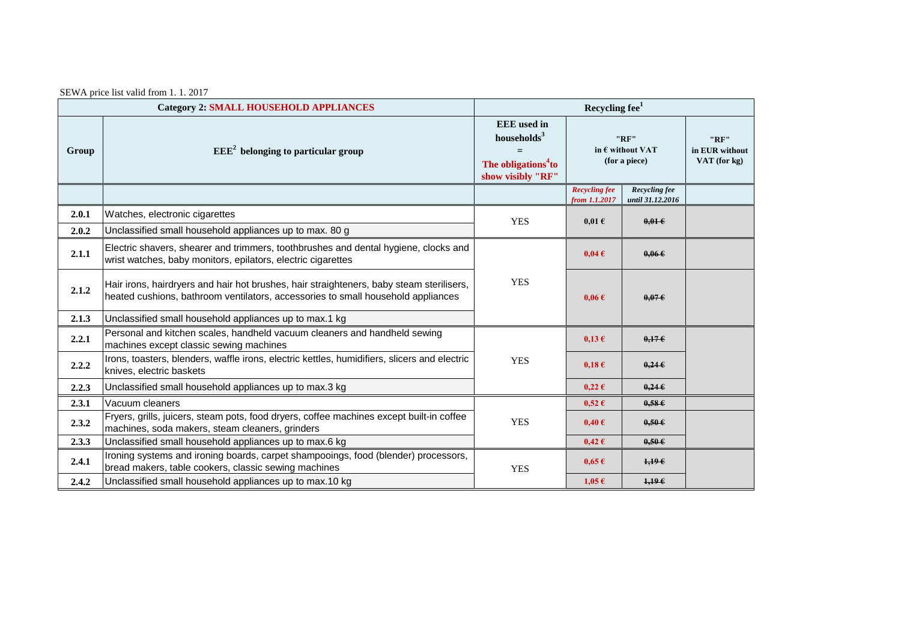SEWA price list valid from 1. 1. 2017

| Category 2: SMALL HOUSEHOLD APPLIANCES | | Recycling fee[1] | | | |
|---|---|---|---|---|---|
| Group | EEE[2] belonging to particular group | EEE used in households[3] = The obligations[4] to show visibly "RF" | "RF" in € without VAT (for a piece) | | "RF" in EUR without VAT (for kg) |
| | | | *Recycling fee from 1.1.2017* | *Recycling fee until 31.12.2016* | |
| **2.0.1** | Watches, electronic cigarettes | YES | 0,01 € | ~~0,01 €~~ | |
| **2.0.2** | Unclassified small household appliances up to max. 80 g | | | | |
| **2.1.1** | Electric shavers, shearer and trimmers, toothbrushes and dental hygiene, clocks and wrist watches, baby monitors, epilators, electric cigarettes | YES | 0,04 € | ~~0,06 €~~ | |
| **2.1.2** | Hair irons, hairdryers and hair hot brushes, hair straighteners, baby steam sterilisers, heated cushions, bathroom ventilators, accessories to small household appliances | | 0,06 € | ~~0,07 €~~ | |
| **2.1.3** | Unclassified small household appliances up to max.1 kg | | | | |
| **2.2.1** | Personal and kitchen scales, handheld vacuum cleaners and handheld sewing machines except classic sewing machines | YES | 0,13 € | ~~0,17 €~~ | |
| **2.2.2** | Irons, toasters, blenders, waffle irons, electric kettles, humidifiers, slicers and electric knives, electric baskets | | 0,18 € | ~~0,24 €~~ | |
| **2.2.3** | Unclassified small household appliances up to max.3 kg | | 0,22 € | ~~0,24 €~~ | |
| **2.3.1** | Vacuum cleaners | YES | 0,52 € | ~~0,58 €~~ | |
| **2.3.2** | Fryers, grills, juicers, steam pots, food dryers, coffee machines except built-in coffee machines, soda makers, steam cleaners, grinders | | 0,40 € | ~~0,50 €~~ | |
| **2.3.3** | Unclassified small household appliances up to max.6 kg | | 0,42 € | ~~0,50 €~~ | |
| **2.4.1** | Ironing systems and ironing boards, carpet shampooings, food (blender) processors, bread makers, table cookers, classic sewing machines | YES | 0,65 € | ~~1,19 €~~ | |
| **2.4.2** | Unclassified small household appliances up to max.10 kg | | 1,05 € | ~~1,19 €~~ | |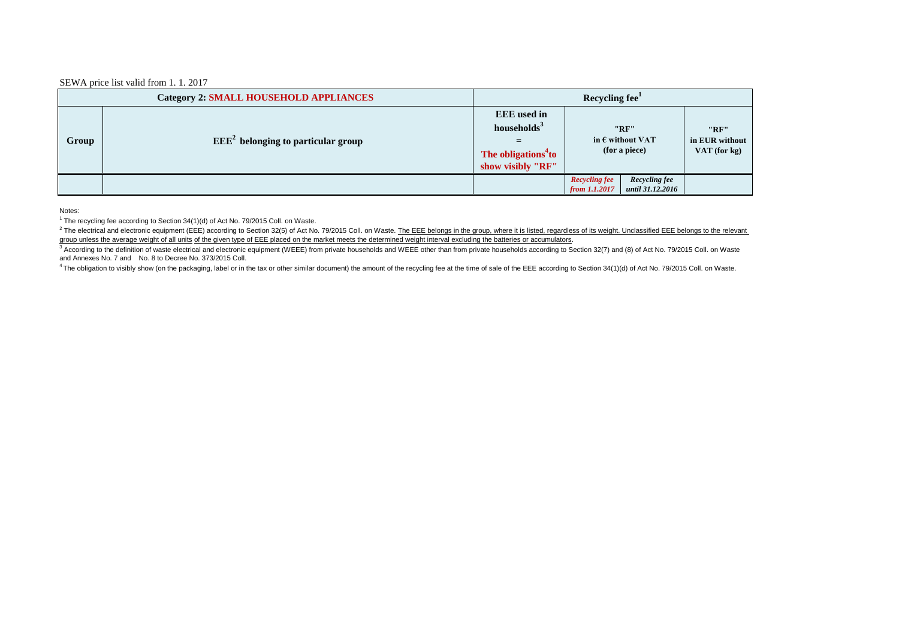SEWA price list valid from 1. 1. 2017

| Category 2: SMALL HOUSEHOLD APPLIANCES | | Recycling fee[1] | | | |
|---|---|---|---|---|---|
| Group | EEE[2] belonging to particular group | EEE used in households[3] = The obligations[4] to show visibly "RF" | "RF" in € without VAT (for a piece) | | "RF" in EUR without VAT (for kg) |
| | | | *Recycling fee from 1.1.2017* | *Recycling fee until 31.12.2016* | |

Notes:

[1] The recycling fee according to Section 34(1)(d) of Act No. 79/2015 Coll. on Waste.

[2] The electrical and electronic equipment (EEE) according to Section 32(5) of Act No. 79/2015 Coll. on Waste. The EEE belongs in the group, where it is listed, regardless of its weight. Unclassified EEE belongs to the relevant group unless the average weight of all units of the given type of EEE placed on the market meets the determined weight interval excluding the batteries or accumulators.

[3] According to the definition of waste electrical and electronic equipment (WEEE) from private households and WEEE other than from private households according to Section 32(7) and (8) of Act No. 79/2015 Coll. on Waste and Annexes No. 7 and No. 8 to Decree No. 373/2015 Coll.

[4] The obligation to visibly show (on the packaging, label or in the tax or other similar document) the amount of the recycling fee at the time of sale of the EEE according to Section 34(1)(d) of Act No. 79/2015 Coll. on Waste.